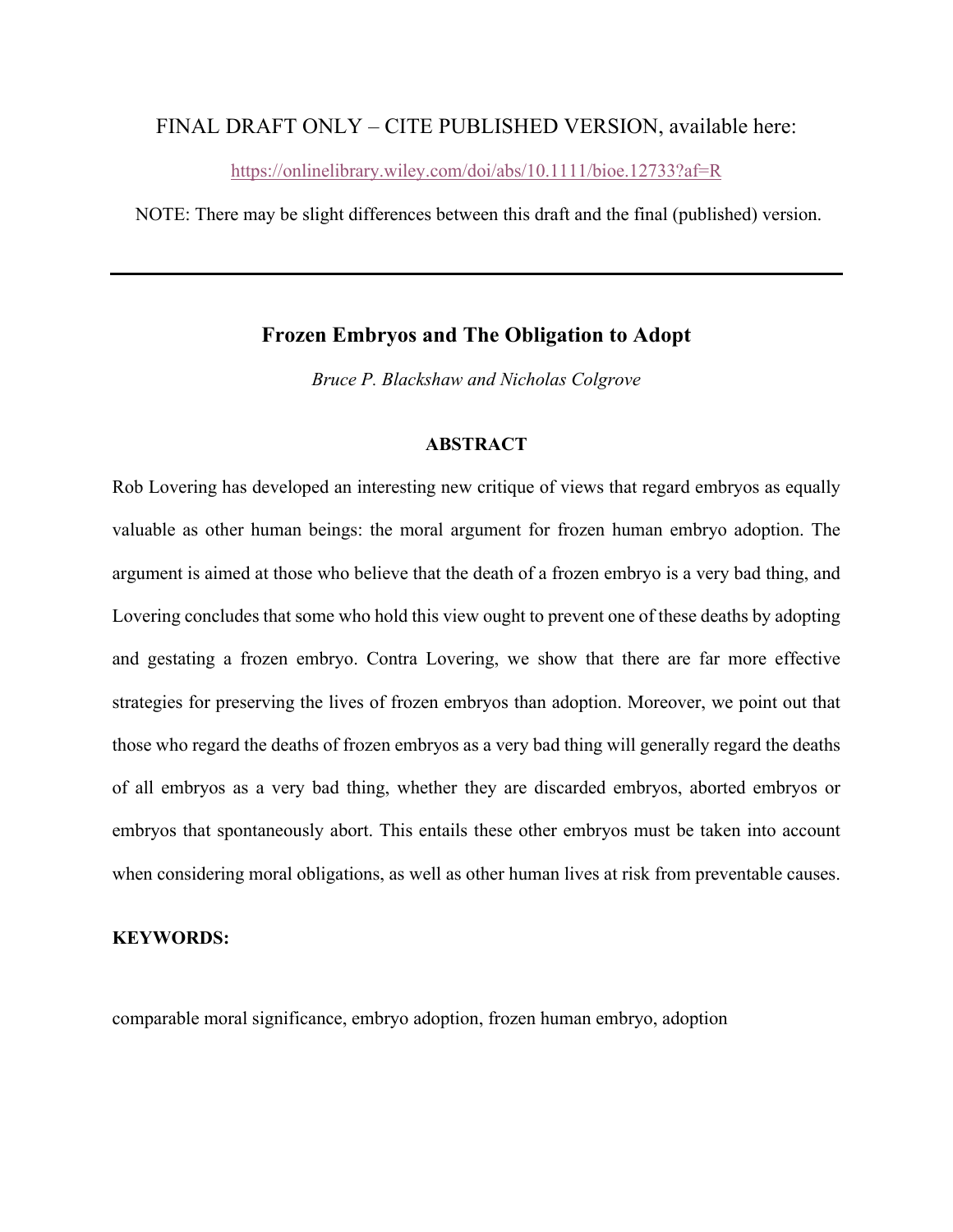FINAL DRAFT ONLY – CITE PUBLISHED VERSION, available here:

https://onlinelibrary.wiley.com/doi/abs/10.1111/bioe.12733?af=R

NOTE: There may be slight differences between this draft and the final (published) version.

---

# Frozen Embryos and The Obligation to Adopt

*Bruce P. Blackshaw and Nicholas Colgrove*

## ABSTRACT

Rob Lovering has developed an interesting new critique of views that regard embryos as equally valuable as other human beings: the moral argument for frozen human embryo adoption. The argument is aimed at those who believe that the death of a frozen embryo is a very bad thing, and Lovering concludes that some who hold this view ought to prevent one of these deaths by adopting and gestating a frozen embryo. Contra Lovering, we show that there are far more effective strategies for preserving the lives of frozen embryos than adoption. Moreover, we point out that those who regard the deaths of frozen embryos as a very bad thing will generally regard the deaths of all embryos as a very bad thing, whether they are discarded embryos, aborted embryos or embryos that spontaneously abort. This entails these other embryos must be taken into account when considering moral obligations, as well as other human lives at risk from preventable causes.

**KEYWORDS:**

comparable moral significance, embryo adoption, frozen human embryo, adoption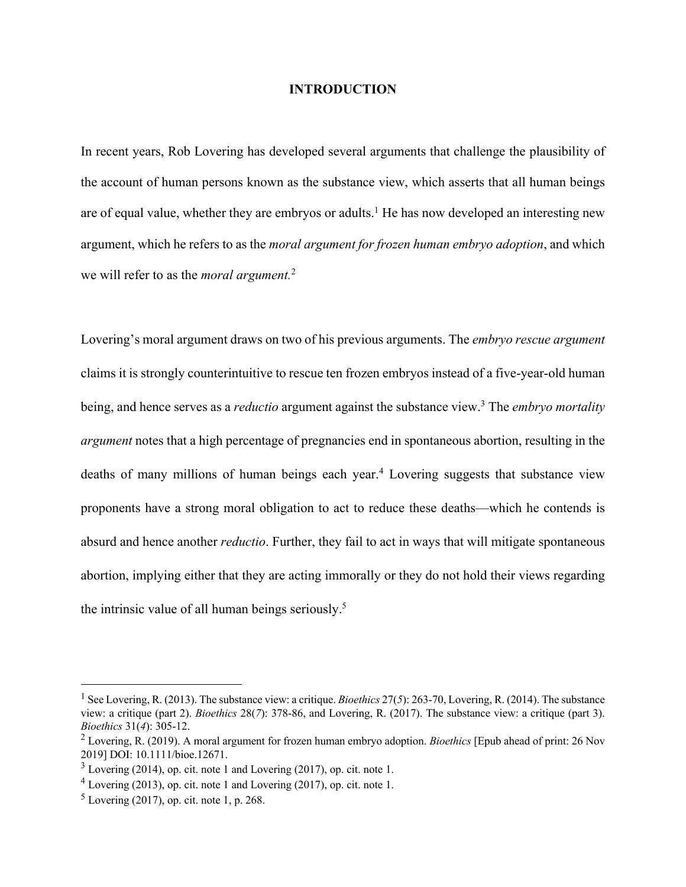## INTRODUCTION

In recent years, Rob Lovering has developed several arguments that challenge the plausibility of the account of human persons known as the substance view, which asserts that all human beings are of equal value, whether they are embryos or adults.[1] He has now developed an interesting new argument, which he refers to as the *moral argument for frozen human embryo adoption*, and which we will refer to as the *moral argument.*[2]

Lovering's moral argument draws on two of his previous arguments. The *embryo rescue argument* claims it is strongly counterintuitive to rescue ten frozen embryos instead of a five-year-old human being, and hence serves as a *reductio* argument against the substance view.[3] The *embryo mortality argument* notes that a high percentage of pregnancies end in spontaneous abortion, resulting in the deaths of many millions of human beings each year.[4] Lovering suggests that substance view proponents have a strong moral obligation to act to reduce these deaths—which he contends is absurd and hence another *reductio*. Further, they fail to act in ways that will mitigate spontaneous abortion, implying either that they are acting immorally or they do not hold their views regarding the intrinsic value of all human beings seriously.[5]

---

[1] See Lovering, R. (2013). The substance view: a critique. *Bioethics* 27(*5*): 263-70, Lovering, R. (2014). The substance view: a critique (part 2). *Bioethics* 28(*7*): 378-86, and Lovering, R. (2017). The substance view: a critique (part 3). *Bioethics* 31(*4*): 305-12.

[2] Lovering, R. (2019). A moral argument for frozen human embryo adoption. *Bioethics* [Epub ahead of print: 26 Nov 2019] DOI: 10.1111/bioe.12671.

[3] Lovering (2014), op. cit. note 1 and Lovering (2017), op. cit. note 1.

[4] Lovering (2013), op. cit. note 1 and Lovering (2017), op. cit. note 1.

[5] Lovering (2017), op. cit. note 1, p. 268.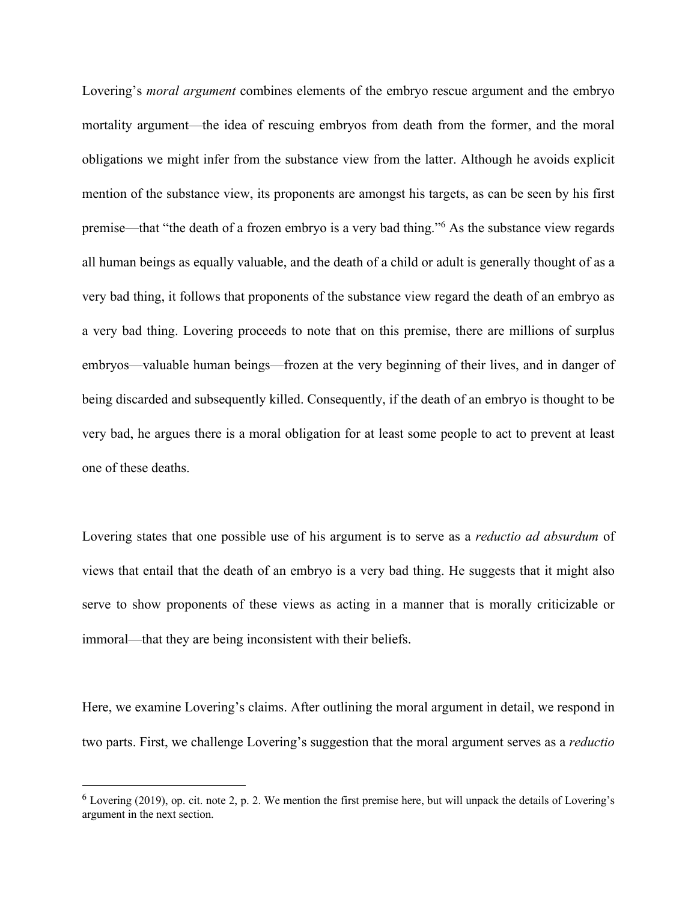Lovering's *moral argument* combines elements of the embryo rescue argument and the embryo mortality argument—the idea of rescuing embryos from death from the former, and the moral obligations we might infer from the substance view from the latter. Although he avoids explicit mention of the substance view, its proponents are amongst his targets, as can be seen by his first premise—that "the death of a frozen embryo is a very bad thing."[6] As the substance view regards all human beings as equally valuable, and the death of a child or adult is generally thought of as a very bad thing, it follows that proponents of the substance view regard the death of an embryo as a very bad thing. Lovering proceeds to note that on this premise, there are millions of surplus embryos—valuable human beings—frozen at the very beginning of their lives, and in danger of being discarded and subsequently killed. Consequently, if the death of an embryo is thought to be very bad, he argues there is a moral obligation for at least some people to act to prevent at least one of these deaths.

Lovering states that one possible use of his argument is to serve as a *reductio ad absurdum* of views that entail that the death of an embryo is a very bad thing. He suggests that it might also serve to show proponents of these views as acting in a manner that is morally criticizable or immoral—that they are being inconsistent with their beliefs.

Here, we examine Lovering's claims. After outlining the moral argument in detail, we respond in two parts. First, we challenge Lovering's suggestion that the moral argument serves as a *reductio*

[6] Lovering (2019), op. cit. note 2, p. 2. We mention the first premise here, but will unpack the details of Lovering's argument in the next section.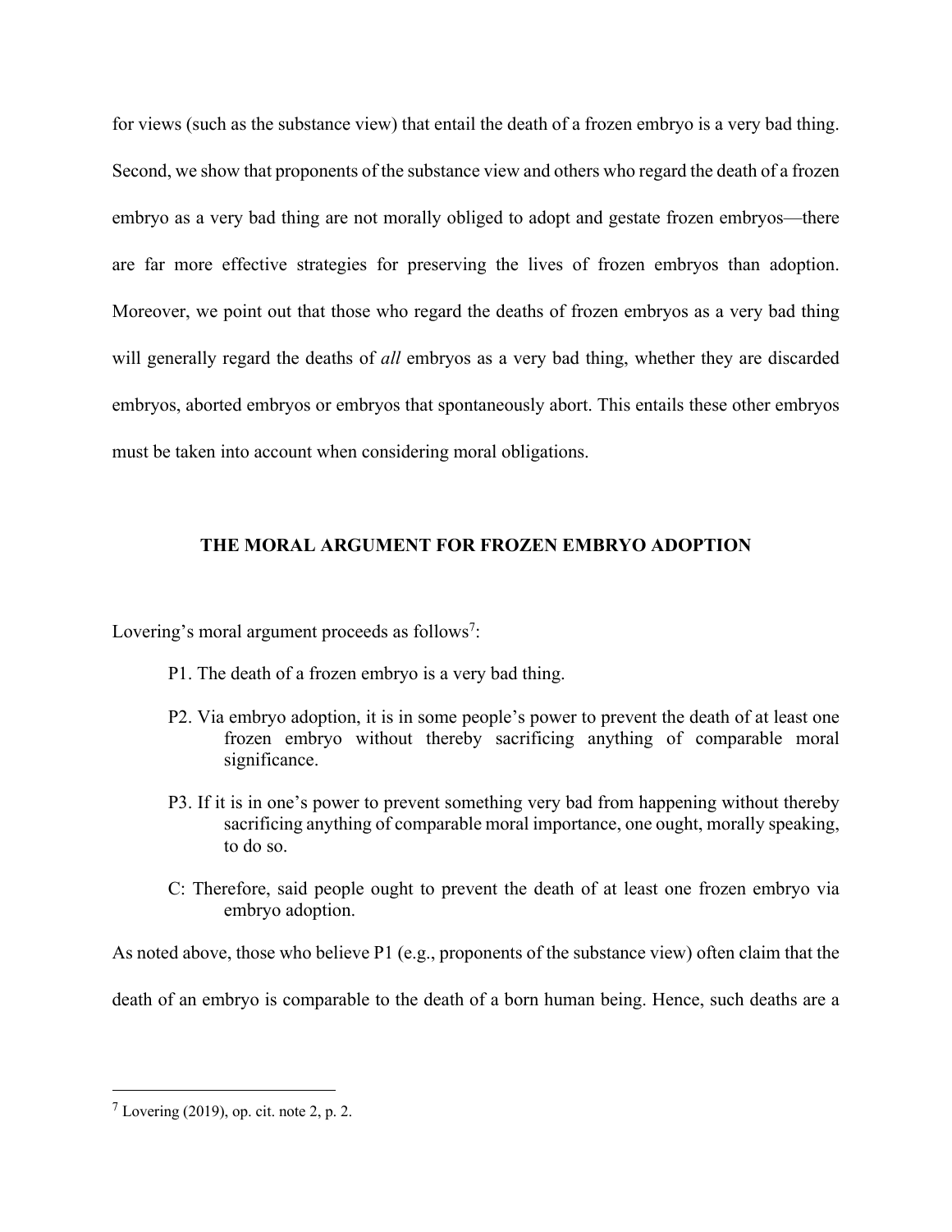for views (such as the substance view) that entail the death of a frozen embryo is a very bad thing. Second, we show that proponents of the substance view and others who regard the death of a frozen embryo as a very bad thing are not morally obliged to adopt and gestate frozen embryos—there are far more effective strategies for preserving the lives of frozen embryos than adoption. Moreover, we point out that those who regard the deaths of frozen embryos as a very bad thing will generally regard the deaths of *all* embryos as a very bad thing, whether they are discarded embryos, aborted embryos or embryos that spontaneously abort. This entails these other embryos must be taken into account when considering moral obligations.

## THE MORAL ARGUMENT FOR FROZEN EMBRYO ADOPTION

Lovering's moral argument proceeds as follows[7]:

> P1. The death of a frozen embryo is a very bad thing.
>
> P2. Via embryo adoption, it is in some people's power to prevent the death of at least one frozen embryo without thereby sacrificing anything of comparable moral significance.
>
> P3. If it is in one's power to prevent something very bad from happening without thereby sacrificing anything of comparable moral importance, one ought, morally speaking, to do so.
>
> C: Therefore, said people ought to prevent the death of at least one frozen embryo via embryo adoption.

As noted above, those who believe P1 (e.g., proponents of the substance view) often claim that the death of an embryo is comparable to the death of a born human being. Hence, such deaths are a

[7] Lovering (2019), op. cit. note 2, p. 2.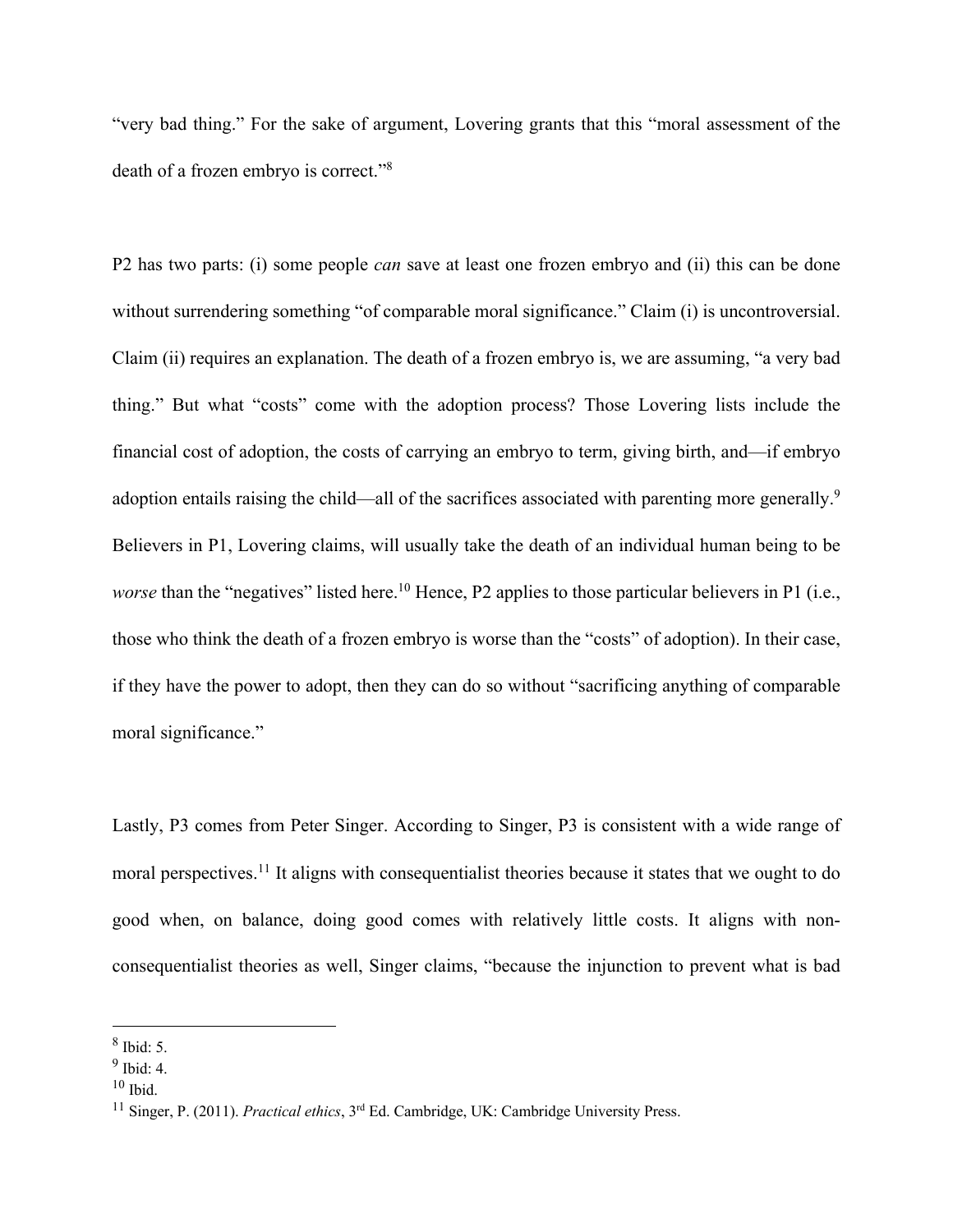"very bad thing." For the sake of argument, Lovering grants that this "moral assessment of the death of a frozen embryo is correct."[8]

P2 has two parts: (i) some people *can* save at least one frozen embryo and (ii) this can be done without surrendering something "of comparable moral significance." Claim (i) is uncontroversial. Claim (ii) requires an explanation. The death of a frozen embryo is, we are assuming, "a very bad thing." But what "costs" come with the adoption process? Those Lovering lists include the financial cost of adoption, the costs of carrying an embryo to term, giving birth, and—if embryo adoption entails raising the child—all of the sacrifices associated with parenting more generally.[9] Believers in P1, Lovering claims, will usually take the death of an individual human being to be *worse* than the "negatives" listed here.[10] Hence, P2 applies to those particular believers in P1 (i.e., those who think the death of a frozen embryo is worse than the "costs" of adoption). In their case, if they have the power to adopt, then they can do so without "sacrificing anything of comparable moral significance."

Lastly, P3 comes from Peter Singer. According to Singer, P3 is consistent with a wide range of moral perspectives.[11] It aligns with consequentialist theories because it states that we ought to do good when, on balance, doing good comes with relatively little costs. It aligns with non-consequentialist theories as well, Singer claims, "because the injunction to prevent what is bad

---

[8] Ibid: 5.

[9] Ibid: 4.

[10] Ibid.

[11] Singer, P. (2011). *Practical ethics*, 3rd Ed. Cambridge, UK: Cambridge University Press.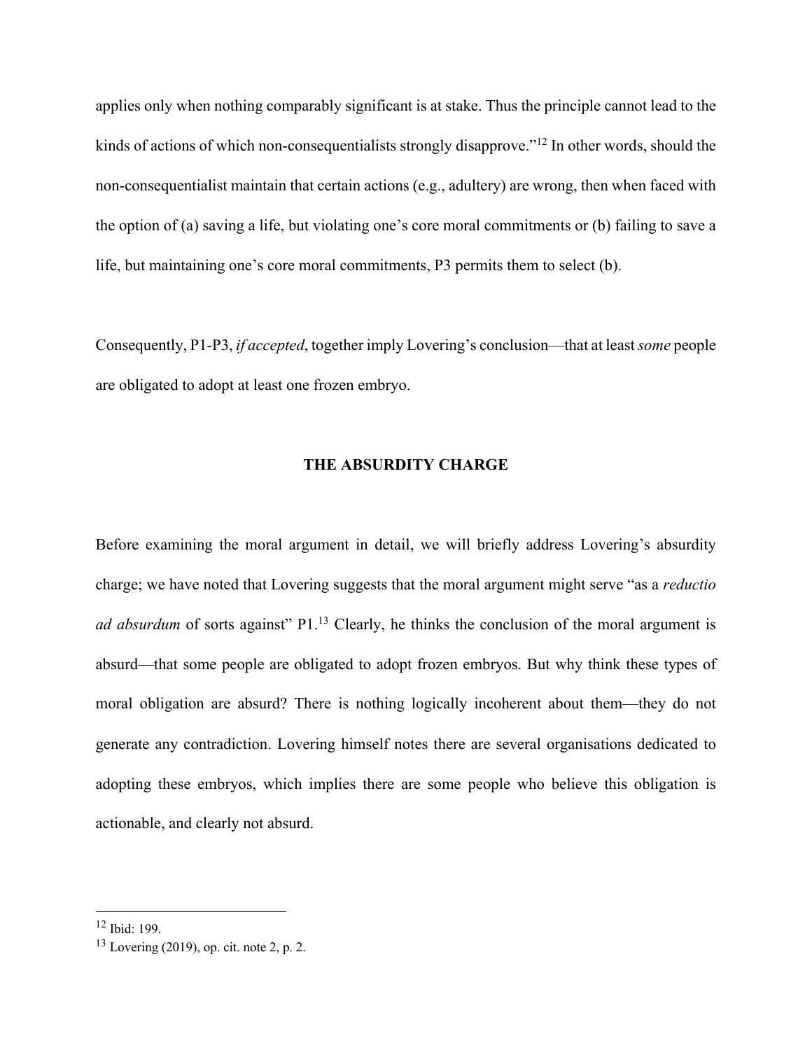applies only when nothing comparably significant is at stake. Thus the principle cannot lead to the kinds of actions of which non-consequentialists strongly disapprove."[12] In other words, should the non-consequentialist maintain that certain actions (e.g., adultery) are wrong, then when faced with the option of (a) saving a life, but violating one's core moral commitments or (b) failing to save a life, but maintaining one's core moral commitments, P3 permits them to select (b).

Consequently, P1-P3, *if accepted*, together imply Lovering's conclusion—that at least *some* people are obligated to adopt at least one frozen embryo.

## THE ABSURDITY CHARGE

Before examining the moral argument in detail, we will briefly address Lovering's absurdity charge; we have noted that Lovering suggests that the moral argument might serve "as a *reductio ad absurdum* of sorts against" P1.[13] Clearly, he thinks the conclusion of the moral argument is absurd—that some people are obligated to adopt frozen embryos. But why think these types of moral obligation are absurd? There is nothing logically incoherent about them—they do not generate any contradiction. Lovering himself notes there are several organisations dedicated to adopting these embryos, which implies there are some people who believe this obligation is actionable, and clearly not absurd.

---

[12] Ibid: 199.

[13] Lovering (2019), op. cit. note 2, p. 2.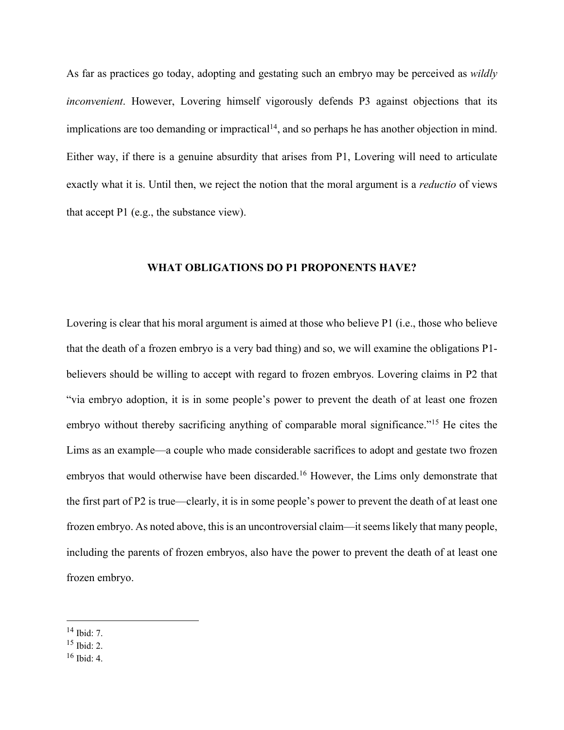As far as practices go today, adopting and gestating such an embryo may be perceived as *wildly inconvenient*. However, Lovering himself vigorously defends P3 against objections that its implications are too demanding or impractical[14], and so perhaps he has another objection in mind. Either way, if there is a genuine absurdity that arises from P1, Lovering will need to articulate exactly what it is. Until then, we reject the notion that the moral argument is a *reductio* of views that accept P1 (e.g., the substance view).

## WHAT OBLIGATIONS DO P1 PROPONENTS HAVE?

Lovering is clear that his moral argument is aimed at those who believe P1 (i.e., those who believe that the death of a frozen embryo is a very bad thing) and so, we will examine the obligations P1-believers should be willing to accept with regard to frozen embryos. Lovering claims in P2 that "via embryo adoption, it is in some people's power to prevent the death of at least one frozen embryo without thereby sacrificing anything of comparable moral significance."[15] He cites the Lims as an example—a couple who made considerable sacrifices to adopt and gestate two frozen embryos that would otherwise have been discarded.[16] However, the Lims only demonstrate that the first part of P2 is true—clearly, it is in some people's power to prevent the death of at least one frozen embryo. As noted above, this is an uncontroversial claim—it seems likely that many people, including the parents of frozen embryos, also have the power to prevent the death of at least one frozen embryo.

---

[14] Ibid: 7.

[15] Ibid: 2.

[16] Ibid: 4.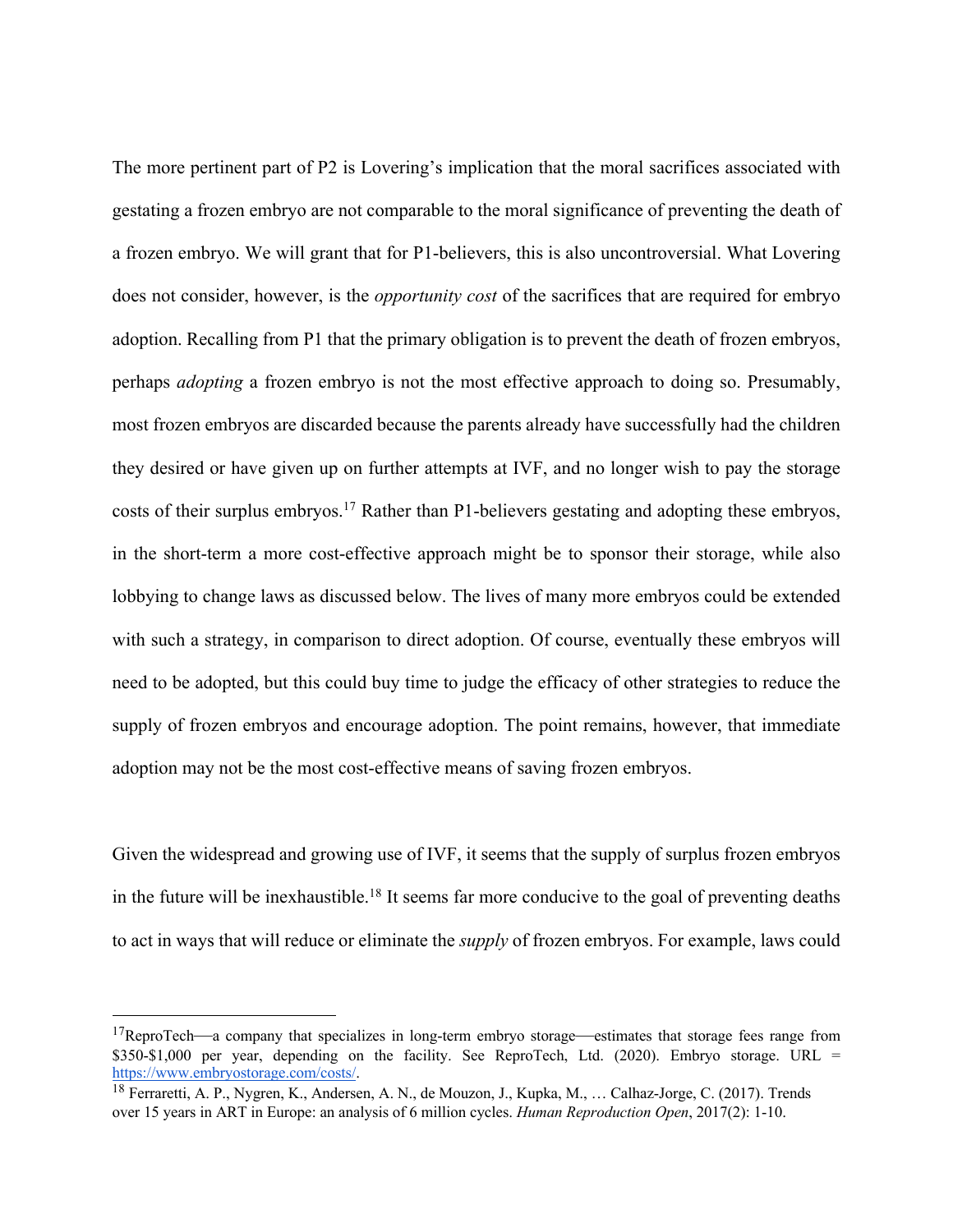The more pertinent part of P2 is Lovering's implication that the moral sacrifices associated with gestating a frozen embryo are not comparable to the moral significance of preventing the death of a frozen embryo. We will grant that for P1-believers, this is also uncontroversial. What Lovering does not consider, however, is the *opportunity cost* of the sacrifices that are required for embryo adoption. Recalling from P1 that the primary obligation is to prevent the death of frozen embryos, perhaps *adopting* a frozen embryo is not the most effective approach to doing so. Presumably, most frozen embryos are discarded because the parents already have successfully had the children they desired or have given up on further attempts at IVF, and no longer wish to pay the storage costs of their surplus embryos.[17] Rather than P1-believers gestating and adopting these embryos, in the short-term a more cost-effective approach might be to sponsor their storage, while also lobbying to change laws as discussed below. The lives of many more embryos could be extended with such a strategy, in comparison to direct adoption. Of course, eventually these embryos will need to be adopted, but this could buy time to judge the efficacy of other strategies to reduce the supply of frozen embryos and encourage adoption. The point remains, however, that immediate adoption may not be the most cost-effective means of saving frozen embryos.

Given the widespread and growing use of IVF, it seems that the supply of surplus frozen embryos in the future will be inexhaustible.[18] It seems far more conducive to the goal of preventing deaths to act in ways that will reduce or eliminate the *supply* of frozen embryos. For example, laws could

---

[17] ReproTech—a company that specializes in long-term embryo storage—estimates that storage fees range from $350-$1,000 per year, depending on the facility. See ReproTech, Ltd. (2020). Embryo storage. URL = https://www.embryostorage.com/costs/.

[18] Ferraretti, A. P., Nygren, K., Andersen, A. N., de Mouzon, J., Kupka, M., … Calhaz-Jorge, C. (2017). Trends over 15 years in ART in Europe: an analysis of 6 million cycles. *Human Reproduction Open*, 2017(2): 1-10.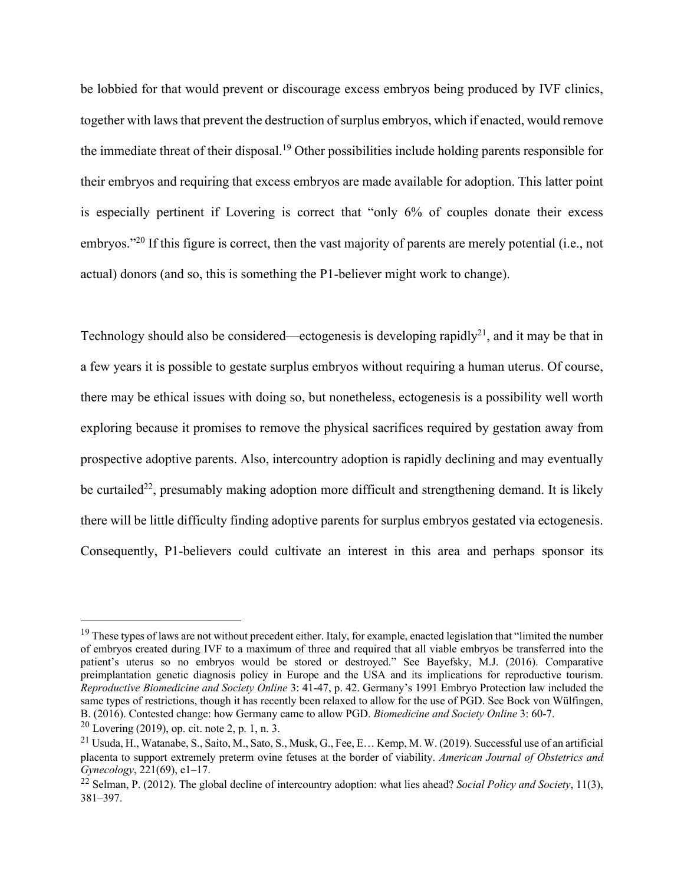be lobbied for that would prevent or discourage excess embryos being produced by IVF clinics, together with laws that prevent the destruction of surplus embryos, which if enacted, would remove the immediate threat of their disposal.[19] Other possibilities include holding parents responsible for their embryos and requiring that excess embryos are made available for adoption. This latter point is especially pertinent if Lovering is correct that "only 6% of couples donate their excess embryos."[20] If this figure is correct, then the vast majority of parents are merely potential (i.e., not actual) donors (and so, this is something the P1-believer might work to change).

Technology should also be considered—ectogenesis is developing rapidly[21], and it may be that in a few years it is possible to gestate surplus embryos without requiring a human uterus. Of course, there may be ethical issues with doing so, but nonetheless, ectogenesis is a possibility well worth exploring because it promises to remove the physical sacrifices required by gestation away from prospective adoptive parents. Also, intercountry adoption is rapidly declining and may eventually be curtailed[22], presumably making adoption more difficult and strengthening demand. It is likely there will be little difficulty finding adoptive parents for surplus embryos gestated via ectogenesis. Consequently, P1-believers could cultivate an interest in this area and perhaps sponsor its

---

[19] These types of laws are not without precedent either. Italy, for example, enacted legislation that "limited the number of embryos created during IVF to a maximum of three and required that all viable embryos be transferred into the patient's uterus so no embryos would be stored or destroyed." See Bayefsky, M.J. (2016). Comparative preimplantation genetic diagnosis policy in Europe and the USA and its implications for reproductive tourism. *Reproductive Biomedicine and Society Online* 3: 41-47, p. 42. Germany's 1991 Embryo Protection law included the same types of restrictions, though it has recently been relaxed to allow for the use of PGD. See Bock von Wülfingen, B. (2016). Contested change: how Germany came to allow PGD. *Biomedicine and Society Online* 3: 60-7.

[20] Lovering (2019), op. cit. note 2, p. 1, n. 3.

[21] Usuda, H., Watanabe, S., Saito, M., Sato, S., Musk, G., Fee, E… Kemp, M. W. (2019). Successful use of an artificial placenta to support extremely preterm ovine fetuses at the border of viability. *American Journal of Obstetrics and Gynecology*, 221(69), e1–17.

[22] Selman, P. (2012). The global decline of intercountry adoption: what lies ahead? *Social Policy and Society*, 11(3), 381–397.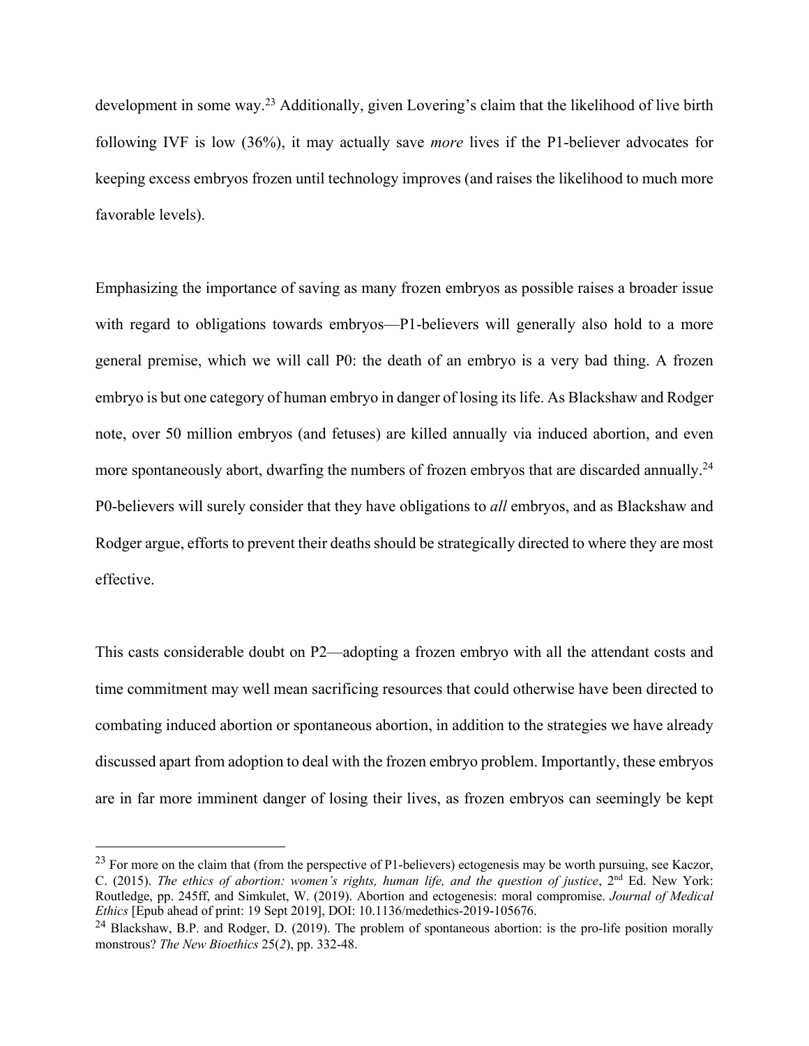development in some way.[23] Additionally, given Lovering's claim that the likelihood of live birth following IVF is low (36%), it may actually save *more* lives if the P1-believer advocates for keeping excess embryos frozen until technology improves (and raises the likelihood to much more favorable levels).

Emphasizing the importance of saving as many frozen embryos as possible raises a broader issue with regard to obligations towards embryos—P1-believers will generally also hold to a more general premise, which we will call P0: the death of an embryo is a very bad thing. A frozen embryo is but one category of human embryo in danger of losing its life. As Blackshaw and Rodger note, over 50 million embryos (and fetuses) are killed annually via induced abortion, and even more spontaneously abort, dwarfing the numbers of frozen embryos that are discarded annually.[24] P0-believers will surely consider that they have obligations to *all* embryos, and as Blackshaw and Rodger argue, efforts to prevent their deaths should be strategically directed to where they are most effective.

This casts considerable doubt on P2—adopting a frozen embryo with all the attendant costs and time commitment may well mean sacrificing resources that could otherwise have been directed to combating induced abortion or spontaneous abortion, in addition to the strategies we have already discussed apart from adoption to deal with the frozen embryo problem. Importantly, these embryos are in far more imminent danger of losing their lives, as frozen embryos can seemingly be kept

---

[23] For more on the claim that (from the perspective of P1-believers) ectogenesis may be worth pursuing, see Kaczor, C. (2015). *The ethics of abortion: women's rights, human life, and the question of justice*, 2nd Ed. New York: Routledge, pp. 245ff, and Simkulet, W. (2019). Abortion and ectogenesis: moral compromise. *Journal of Medical Ethics* [Epub ahead of print: 19 Sept 2019], DOI: 10.1136/medethics-2019-105676.

[24] Blackshaw, B.P. and Rodger, D. (2019). The problem of spontaneous abortion: is the pro-life position morally monstrous? *The New Bioethics* 25(*2*), pp. 332-48.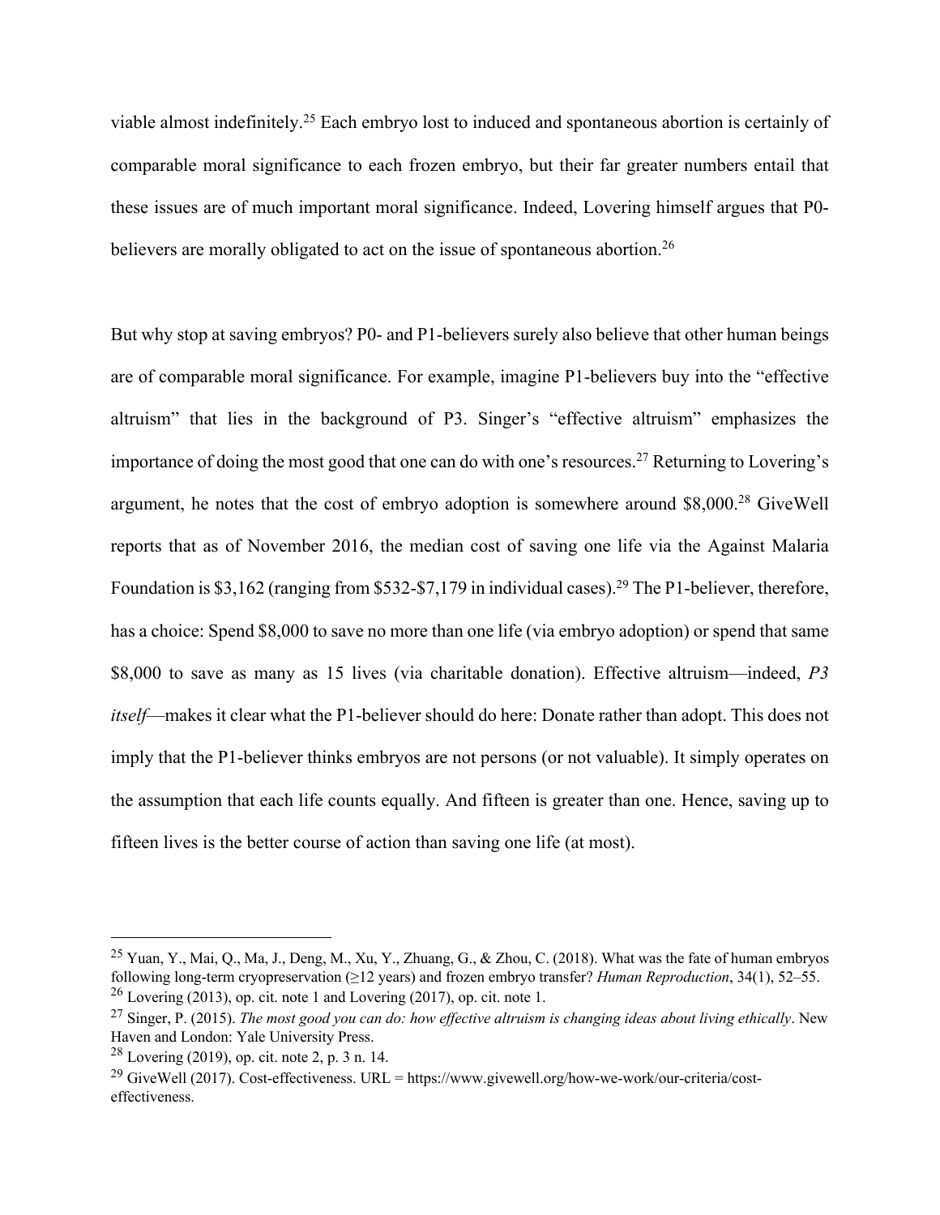viable almost indefinitely.[25] Each embryo lost to induced and spontaneous abortion is certainly of comparable moral significance to each frozen embryo, but their far greater numbers entail that these issues are of much important moral significance. Indeed, Lovering himself argues that P0-believers are morally obligated to act on the issue of spontaneous abortion.[26]

But why stop at saving embryos? P0- and P1-believers surely also believe that other human beings are of comparable moral significance. For example, imagine P1-believers buy into the "effective altruism" that lies in the background of P3. Singer's "effective altruism" emphasizes the importance of doing the most good that one can do with one's resources.[27] Returning to Lovering's argument, he notes that the cost of embryo adoption is somewhere around $8,000.[28] GiveWell reports that as of November 2016, the median cost of saving one life via the Against Malaria Foundation is $3,162 (ranging from $532-$7,179 in individual cases).[29] The P1-believer, therefore, has a choice: Spend $8,000 to save no more than one life (via embryo adoption) or spend that same $8,000 to save as many as 15 lives (via charitable donation). Effective altruism—indeed, *P3 itself*—makes it clear what the P1-believer should do here: Donate rather than adopt. This does not imply that the P1-believer thinks embryos are not persons (or not valuable). It simply operates on the assumption that each life counts equally. And fifteen is greater than one. Hence, saving up to fifteen lives is the better course of action than saving one life (at most).

---

[25] Yuan, Y., Mai, Q., Ma, J., Deng, M., Xu, Y., Zhuang, G., & Zhou, C. (2018). What was the fate of human embryos following long-term cryopreservation (≥12 years) and frozen embryo transfer? *Human Reproduction*, 34(1), 52–55.

[26] Lovering (2013), op. cit. note 1 and Lovering (2017), op. cit. note 1.

[27] Singer, P. (2015). *The most good you can do: how effective altruism is changing ideas about living ethically*. New Haven and London: Yale University Press.

[28] Lovering (2019), op. cit. note 2, p. 3 n. 14.

[29] GiveWell (2017). Cost-effectiveness. URL = https://www.givewell.org/how-we-work/our-criteria/cost-effectiveness.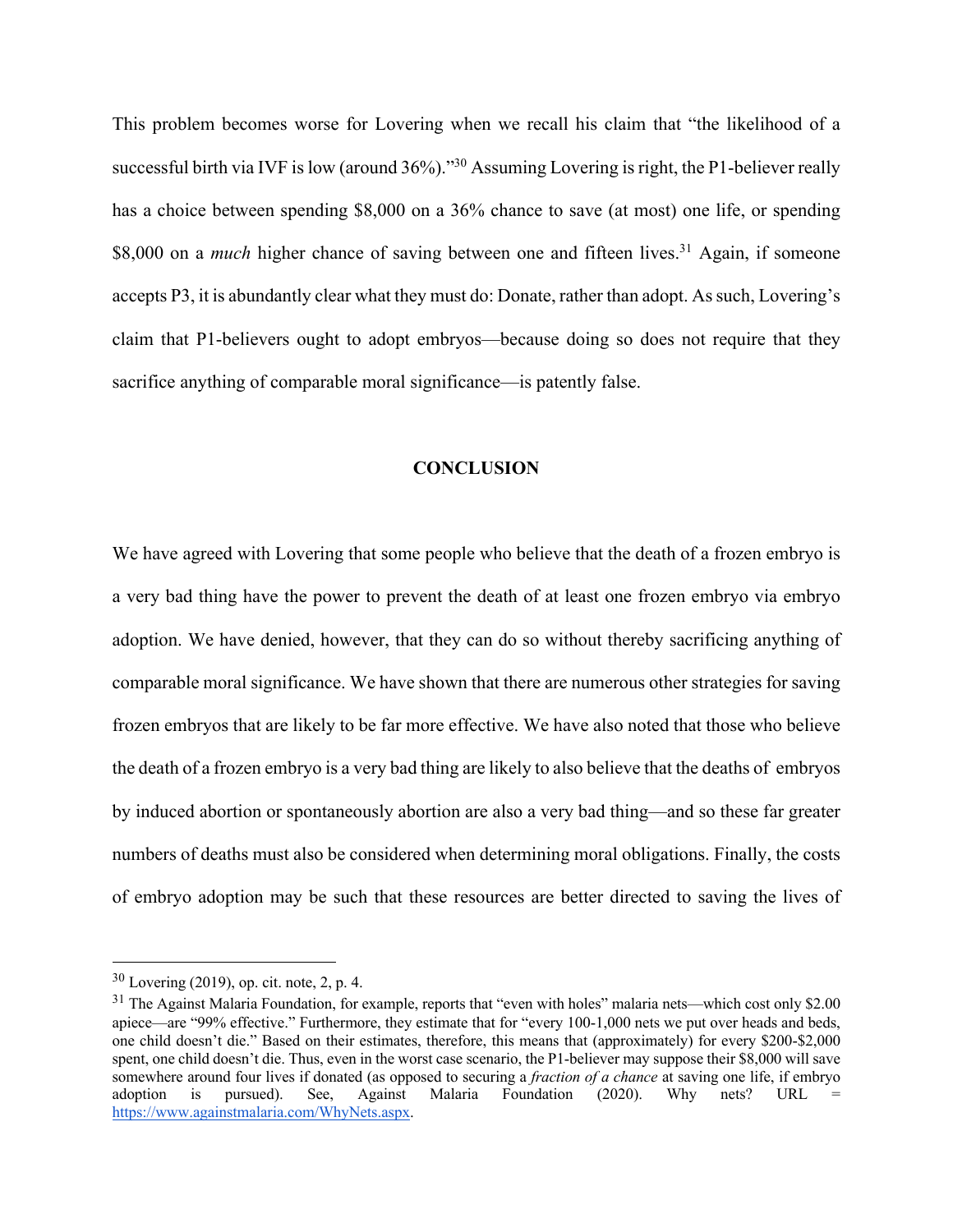This problem becomes worse for Lovering when we recall his claim that "the likelihood of a successful birth via IVF is low (around 36%)."[30] Assuming Lovering is right, the P1-believer really has a choice between spending $8,000 on a 36% chance to save (at most) one life, or spending $8,000 on a *much* higher chance of saving between one and fifteen lives.[31] Again, if someone accepts P3, it is abundantly clear what they must do: Donate, rather than adopt. As such, Lovering's claim that P1-believers ought to adopt embryos—because doing so does not require that they sacrifice anything of comparable moral significance—is patently false.

## CONCLUSION

We have agreed with Lovering that some people who believe that the death of a frozen embryo is a very bad thing have the power to prevent the death of at least one frozen embryo via embryo adoption. We have denied, however, that they can do so without thereby sacrificing anything of comparable moral significance. We have shown that there are numerous other strategies for saving frozen embryos that are likely to be far more effective. We have also noted that those who believe the death of a frozen embryo is a very bad thing are likely to also believe that the deaths of embryos by induced abortion or spontaneously abortion are also a very bad thing—and so these far greater numbers of deaths must also be considered when determining moral obligations. Finally, the costs of embryo adoption may be such that these resources are better directed to saving the lives of

---

[30] Lovering (2019), op. cit. note, 2, p. 4.

[31] The Against Malaria Foundation, for example, reports that "even with holes" malaria nets—which cost only $2.00 apiece—are "99% effective." Furthermore, they estimate that for "every 100-1,000 nets we put over heads and beds, one child doesn't die." Based on their estimates, therefore, this means that (approximately) for every $200-$2,000 spent, one child doesn't die. Thus, even in the worst case scenario, the P1-believer may suppose their $8,000 will save somewhere around four lives if donated (as opposed to securing a *fraction of a chance* at saving one life, if embryo adoption is pursued). See, Against Malaria Foundation (2020). Why nets? URL = https://www.againstmalaria.com/WhyNets.aspx.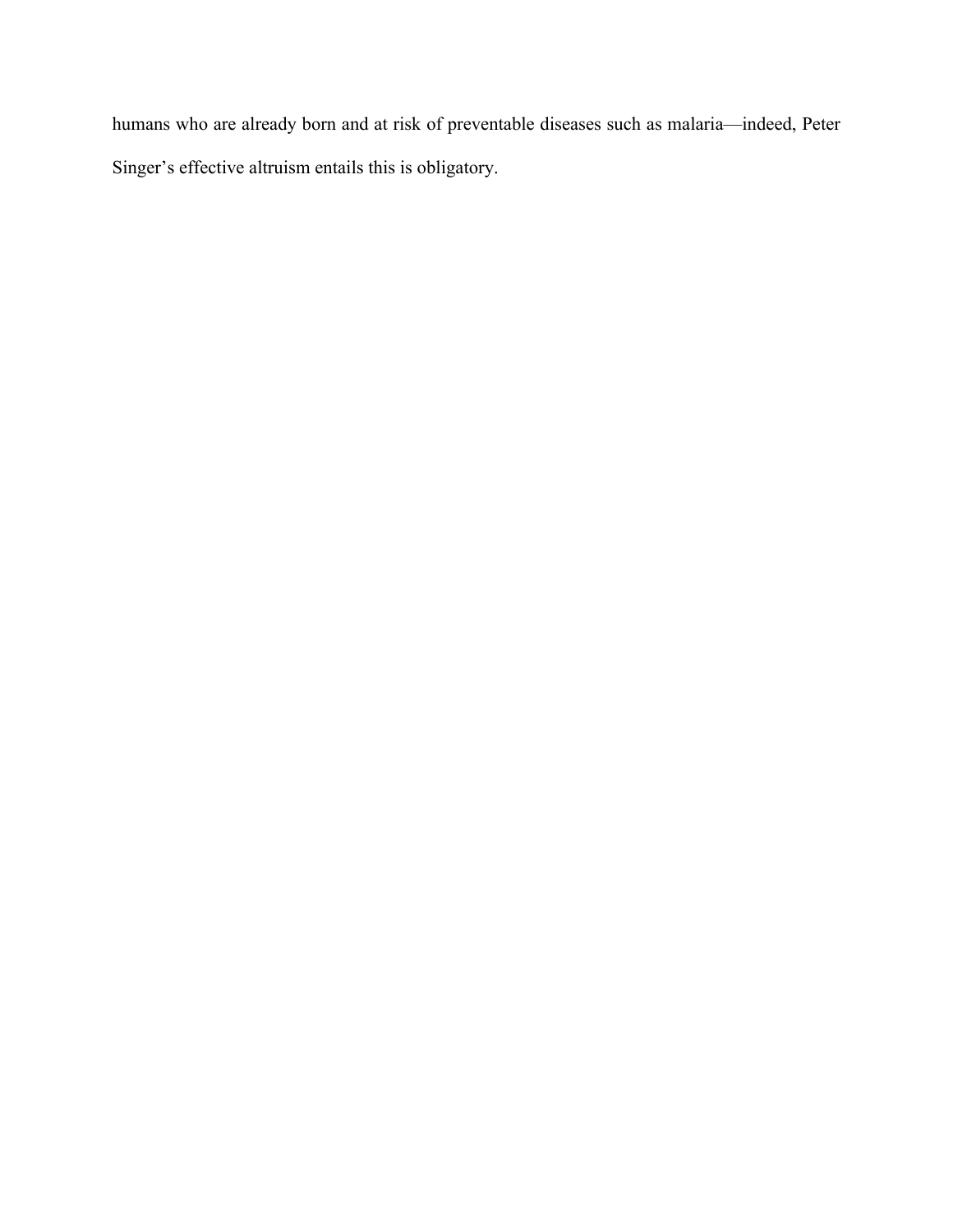humans who are already born and at risk of preventable diseases such as malaria—indeed, Peter Singer’s effective altruism entails this is obligatory.